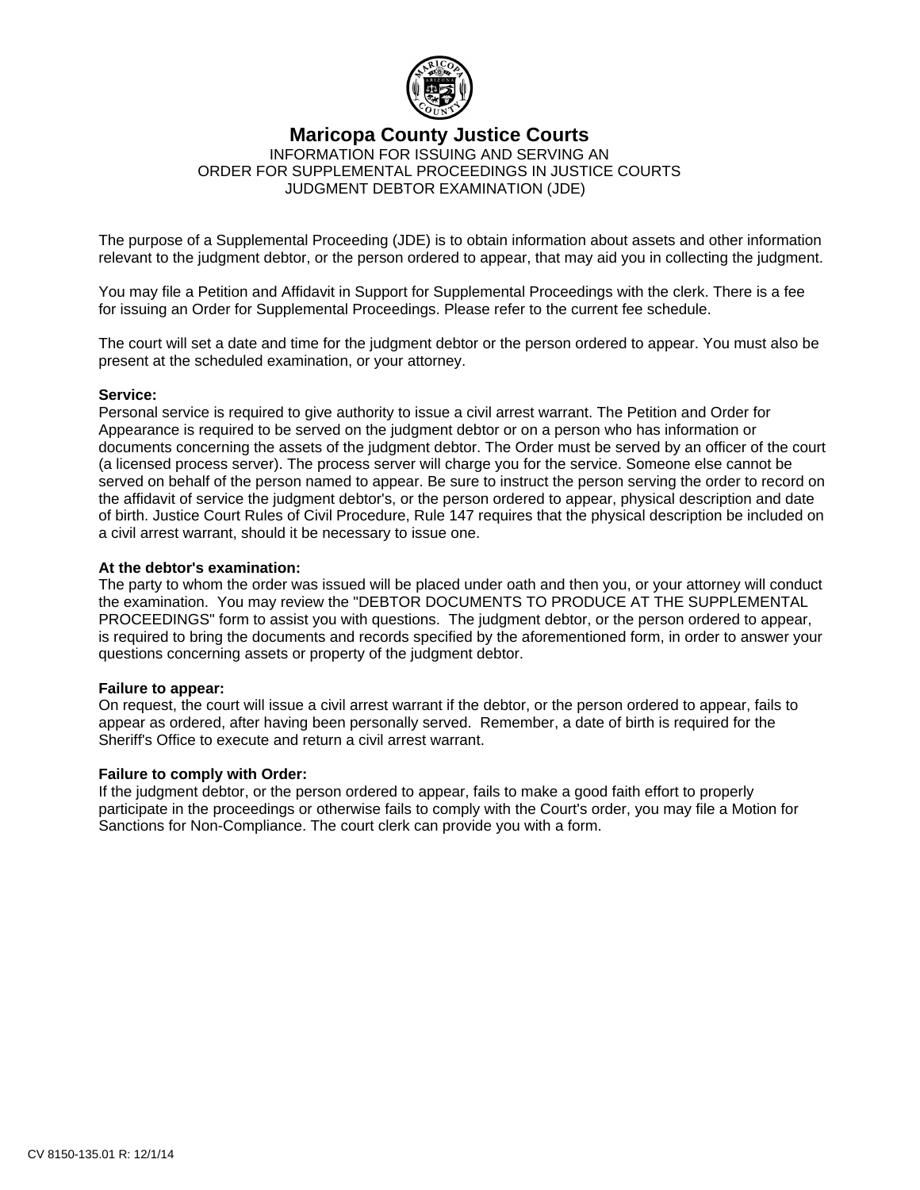# Maricopa County Justice Courts

INFORMATION FOR ISSUING AND SERVING AN
ORDER FOR SUPPLEMENTAL PROCEEDINGS IN JUSTICE COURTS
JUDGMENT DEBTOR EXAMINATION (JDE)

The purpose of a Supplemental Proceeding (JDE) is to obtain information about assets and other information relevant to the judgment debtor, or the person ordered to appear, that may aid you in collecting the judgment.

You may file a Petition and Affidavit in Support for Supplemental Proceedings with the clerk. There is a fee for issuing an Order for Supplemental Proceedings. Please refer to the current fee schedule.

The court will set a date and time for the judgment debtor or the person ordered to appear. You must also be present at the scheduled examination, or your attorney.

**Service:**
Personal service is required to give authority to issue a civil arrest warrant. The Petition and Order for Appearance is required to be served on the judgment debtor or on a person who has information or documents concerning the assets of the judgment debtor. The Order must be served by an officer of the court (a licensed process server). The process server will charge you for the service. Someone else cannot be served on behalf of the person named to appear. Be sure to instruct the person serving the order to record on the affidavit of service the judgment debtor's, or the person ordered to appear, physical description and date of birth. Justice Court Rules of Civil Procedure, Rule 147 requires that the physical description be included on a civil arrest warrant, should it be necessary to issue one.

**At the debtor's examination:**
The party to whom the order was issued will be placed under oath and then you, or your attorney will conduct the examination. You may review the "DEBTOR DOCUMENTS TO PRODUCE AT THE SUPPLEMENTAL PROCEEDINGS" form to assist you with questions. The judgment debtor, or the person ordered to appear, is required to bring the documents and records specified by the aforementioned form, in order to answer your questions concerning assets or property of the judgment debtor.

**Failure to appear:**
On request, the court will issue a civil arrest warrant if the debtor, or the person ordered to appear, fails to appear as ordered, after having been personally served. Remember, a date of birth is required for the Sheriff's Office to execute and return a civil arrest warrant.

**Failure to comply with Order:**
If the judgment debtor, or the person ordered to appear, fails to make a good faith effort to properly participate in the proceedings or otherwise fails to comply with the Court's order, you may file a Motion for Sanctions for Non-Compliance. The court clerk can provide you with a form.

CV 8150-135.01 R: 12/1/14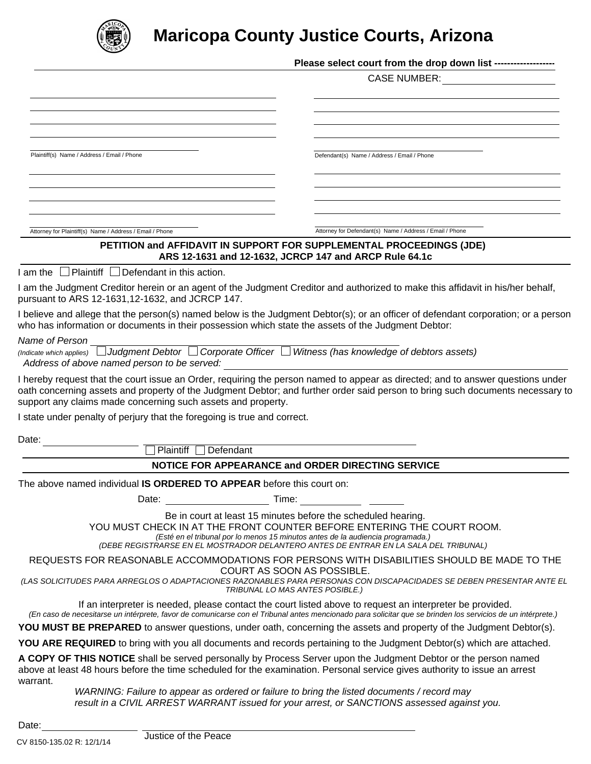# Maricopa County Justice Courts, Arizona

**Please select court from the drop down list -------------------**

CASE NUMBER: ____________________

Plaintiff(s) Name / Address / Email / Phone

Defendant(s) Name / Address / Email / Phone

Attorney for Plaintiff(s) Name / Address / Email / Phone

Attorney for Defendant(s) Name / Address / Email / Phone

## PETITION and AFFIDAVIT IN SUPPORT FOR SUPPLEMENTAL PROCEEDINGS (JDE)
## ARS 12-1631 and 12-1632, JCRCP 147 and ARCP Rule 64.1c

I am the ☐ Plaintiff ☐ Defendant in this action.

I am the Judgment Creditor herein or an agent of the Judgment Creditor and authorized to make this affidavit in his/her behalf, pursuant to ARS 12-1631,12-1632, and JCRCP 147.

I believe and allege that the person(s) named below is the Judgment Debtor(s); or an officer of defendant corporation; or a person who has information or documents in their possession which state the assets of the Judgment Debtor:

*Name of Person* ____________________

*(Indicate which applies)* ☐ *Judgment Debtor* ☐ *Corporate Officer* ☐ *Witness (has knowledge of debtors assets)*

*Address of above named person to be served:* ____________________

I hereby request that the court issue an Order, requiring the person named to appear as directed; and to answer questions under oath concerning assets and property of the Judgment Debtor; and further order said person to bring such documents necessary to support any claims made concerning such assets and property.

I state under penalty of perjury that the foregoing is true and correct.

Date: ____________________ ____________________

☐ Plaintiff ☐ Defendant

## NOTICE FOR APPEARANCE and ORDER DIRECTING SERVICE

The above named individual **IS ORDERED TO APPEAR** before this court on:

Date: ____________________ Time: ____________ ______

Be in court at least 15 minutes before the scheduled hearing.
YOU MUST CHECK IN AT THE FRONT COUNTER BEFORE ENTERING THE COURT ROOM.
*(Esté en el tribunal por lo menos 15 minutos antes de la audiencia programada.)*
*(DEBE REGISTRARSE EN EL MOSTRADOR DELANTERO ANTES DE ENTRAR EN LA SALA DEL TRIBUNAL)*

REQUESTS FOR REASONABLE ACCOMMODATIONS FOR PERSONS WITH DISABILITIES SHOULD BE MADE TO THE COURT AS SOON AS POSSIBLE.
*(LAS SOLICITUDES PARA ARREGLOS O ADAPTACIONES RAZONABLES PARA PERSONAS CON DISCAPACIDADES SE DEBEN PRESENTAR ANTE EL TRIBUNAL LO MAS ANTES POSIBLE.)*

If an interpreter is needed, please contact the court listed above to request an interpreter be provided.
*(En caso de necesitarse un intérprete, favor de comunicarse con el Tribunal antes mencionado para solicitar que se brinden los servicios de un intérprete.)*

**YOU MUST BE PREPARED** to answer questions, under oath, concerning the assets and property of the Judgment Debtor(s).

**YOU ARE REQUIRED** to bring with you all documents and records pertaining to the Judgment Debtor(s) which are attached.

**A COPY OF THIS NOTICE** shall be served personally by Process Server upon the Judgment Debtor or the person named above at least 48 hours before the time scheduled for the examination. Personal service gives authority to issue an arrest warrant.

*WARNING: Failure to appear as ordered or failure to bring the listed documents / record may result in a CIVIL ARREST WARRANT issued for your arrest, or SANCTIONS assessed against you.*

Date: ____________________ ____________________

Justice of the Peace

CV 8150-135.02 R: 12/1/14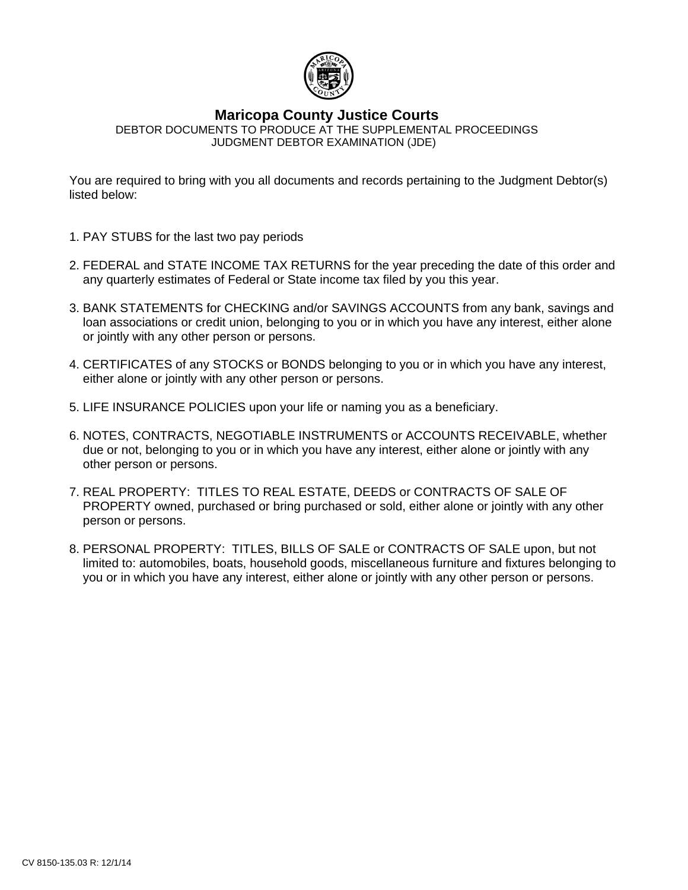# Maricopa County Justice Courts

DEBTOR DOCUMENTS TO PRODUCE AT THE SUPPLEMENTAL PROCEEDINGS
JUDGMENT DEBTOR EXAMINATION (JDE)

You are required to bring with you all documents and records pertaining to the Judgment Debtor(s) listed below:

1. PAY STUBS for the last two pay periods
2. FEDERAL and STATE INCOME TAX RETURNS for the year preceding the date of this order and any quarterly estimates of Federal or State income tax filed by you this year.
3. BANK STATEMENTS for CHECKING and/or SAVINGS ACCOUNTS from any bank, savings and loan associations or credit union, belonging to you or in which you have any interest, either alone or jointly with any other person or persons.
4. CERTIFICATES of any STOCKS or BONDS belonging to you or in which you have any interest, either alone or jointly with any other person or persons.
5. LIFE INSURANCE POLICIES upon your life or naming you as a beneficiary.
6. NOTES, CONTRACTS, NEGOTIABLE INSTRUMENTS or ACCOUNTS RECEIVABLE, whether due or not, belonging to you or in which you have any interest, either alone or jointly with any other person or persons.
7. REAL PROPERTY: TITLES TO REAL ESTATE, DEEDS or CONTRACTS OF SALE OF PROPERTY owned, purchased or bring purchased or sold, either alone or jointly with any other person or persons.
8. PERSONAL PROPERTY: TITLES, BILLS OF SALE or CONTRACTS OF SALE upon, but not limited to: automobiles, boats, household goods, miscellaneous furniture and fixtures belonging to you or in which you have any interest, either alone or jointly with any other person or persons.

CV 8150-135.03 R: 12/1/14